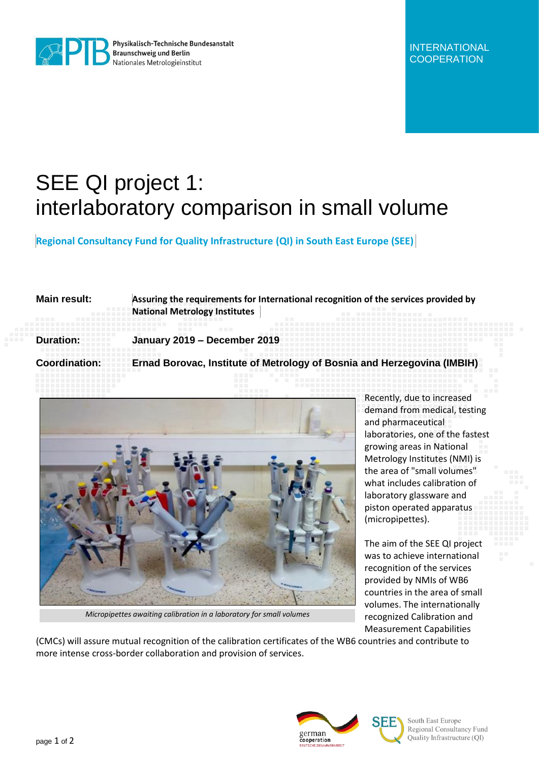INTERNATIONAL COOPERATION

# SEE QI project 1: interlaboratory comparison in small volume

**Regional Consultancy Fund for Quality Infrastructure (QI) in South East Europe (SEE)**

**Main result:** **Assuring the requirements for International recognition of the services provided by National Metrology Institutes**

**Duration:** **January 2019 – December 2019**

**Coordination:** **Ernad Borovac, Institute of Metrology of Bosnia and Herzegovina (IMBIH)**

*Micropipettes awaiting calibration in a laboratory for small volumes*

Recently, due to increased demand from medical, testing and pharmaceutical laboratories, one of the fastest growing areas in National Metrology Institutes (NMI) is the area of "small volumes" what includes calibration of laboratory glassware and piston operated apparatus (micropipettes).

The aim of the SEE QI project was to achieve international recognition of the services provided by NMIs of WB6 countries in the area of small volumes. The internationally recognized Calibration and Measurement Capabilities (CMCs) will assure mutual recognition of the calibration certificates of the WB6 countries and contribute to more intense cross-border collaboration and provision of services.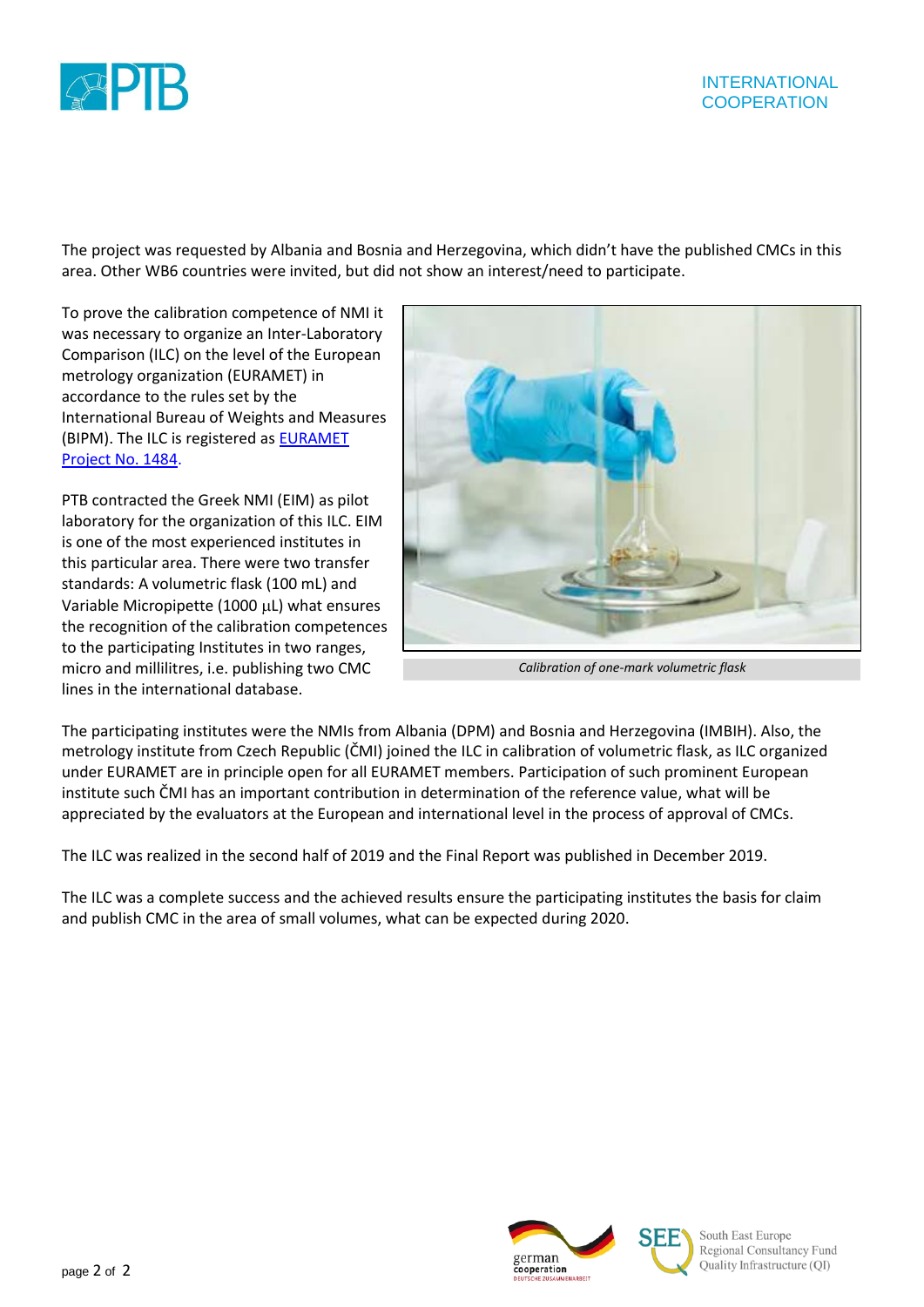The project was requested by Albania and Bosnia and Herzegovina, which didn't have the published CMCs in this area. Other WB6 countries were invited, but did not show an interest/need to participate.

To prove the calibration competence of NMI it was necessary to organize an Inter-Laboratory Comparison (ILC) on the level of the European metrology organization (EURAMET) in accordance to the rules set by the International Bureau of Weights and Measures (BIPM). The ILC is registered as [EURAMET Project No. 1484](https://www.euramet.org).

PTB contracted the Greek NMI (EIM) as pilot laboratory for the organization of this ILC. EIM is one of the most experienced institutes in this particular area. There were two transfer standards: A volumetric flask (100 mL) and Variable Micropipette (1000 μL) what ensures the recognition of the calibration competences to the participating Institutes in two ranges, micro and millilitres, i.e. publishing two CMC lines in the international database.

*Calibration of one-mark volumetric flask*

The participating institutes were the NMIs from Albania (DPM) and Bosnia and Herzegovina (IMBIH). Also, the metrology institute from Czech Republic (ČMI) joined the ILC in calibration of volumetric flask, as ILC organized under EURAMET are in principle open for all EURAMET members. Participation of such prominent European institute such ČMI has an important contribution in determination of the reference value, what will be appreciated by the evaluators at the European and international level in the process of approval of CMCs.

The ILC was realized in the second half of 2019 and the Final Report was published in December 2019.

The ILC was a complete success and the achieved results ensure the participating institutes the basis for claim and publish CMC in the area of small volumes, what can be expected during 2020.